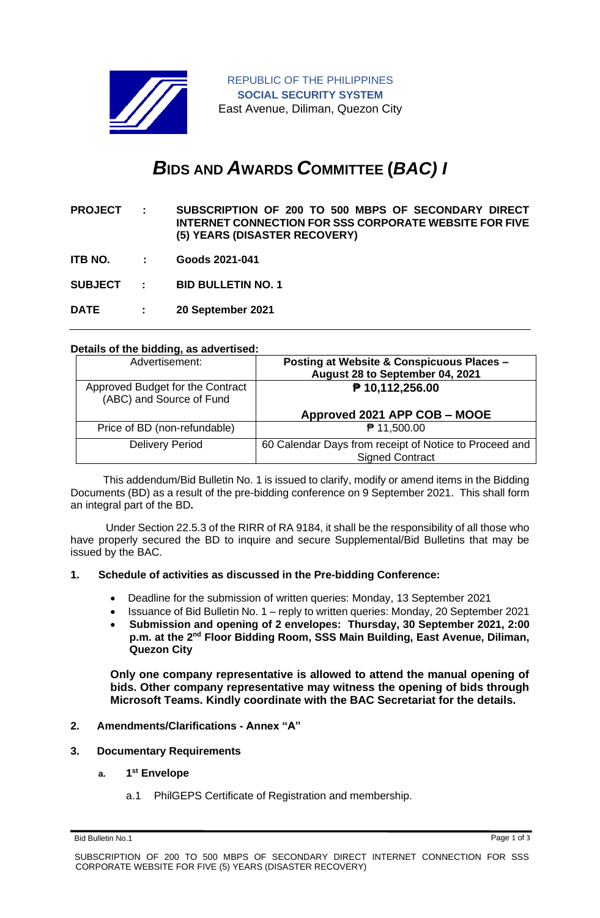REPUBLIC OF THE PHILIPPINES
**SOCIAL SECURITY SYSTEM**
East Avenue, Diliman, Quezon City

# *B*IDS AND *A*WARDS *C*OMMITTEE (*BAC) I*

**PROJECT : SUBSCRIPTION OF 200 TO 500 MBPS OF SECONDARY DIRECT INTERNET CONNECTION FOR SSS CORPORATE WEBSITE FOR FIVE (5) YEARS (DISASTER RECOVERY)**

**ITB NO. : Goods 2021-041**

**SUBJECT : BID BULLETIN NO. 1**

**DATE : 20 September 2021**

---

**Details of the bidding, as advertised:**

| Advertisement: | **Posting at Website & Conspicuous Places – August 28 to September 04, 2021** |
|---|---|
| Approved Budget for the Contract (ABC) and Source of Fund | **₱ 10,112,256.00**<br><br>**Approved 2021 APP COB – MOOE** |
| Price of BD (non-refundable) | ₱ 11,500.00 |
| Delivery Period | 60 Calendar Days from receipt of Notice to Proceed and Signed Contract |

This addendum/Bid Bulletin No. 1 is issued to clarify, modify or amend items in the Bidding Documents (BD) as a result of the pre-bidding conference on 9 September 2021. This shall form an integral part of the BD**.**

Under Section 22.5.3 of the RIRR of RA 9184, it shall be the responsibility of all those who have properly secured the BD to inquire and secure Supplemental/Bid Bulletins that may be issued by the BAC.

**1. Schedule of activities as discussed in the Pre-bidding Conference:**

- Deadline for the submission of written queries: Monday, 13 September 2021
- Issuance of Bid Bulletin No. 1 – reply to written queries: Monday, 20 September 2021
- **Submission and opening of 2 envelopes: Thursday, 30 September 2021, 2:00 p.m. at the 2nd Floor Bidding Room, SSS Main Building, East Avenue, Diliman, Quezon City**

**Only one company representative is allowed to attend the manual opening of bids. Other company representative may witness the opening of bids through Microsoft Teams. Kindly coordinate with the BAC Secretariat for the details.**

**2. Amendments/Clarifications - Annex "A"**

**3. Documentary Requirements**

**a. 1st Envelope**

a.1 PhilGEPS Certificate of Registration and membership.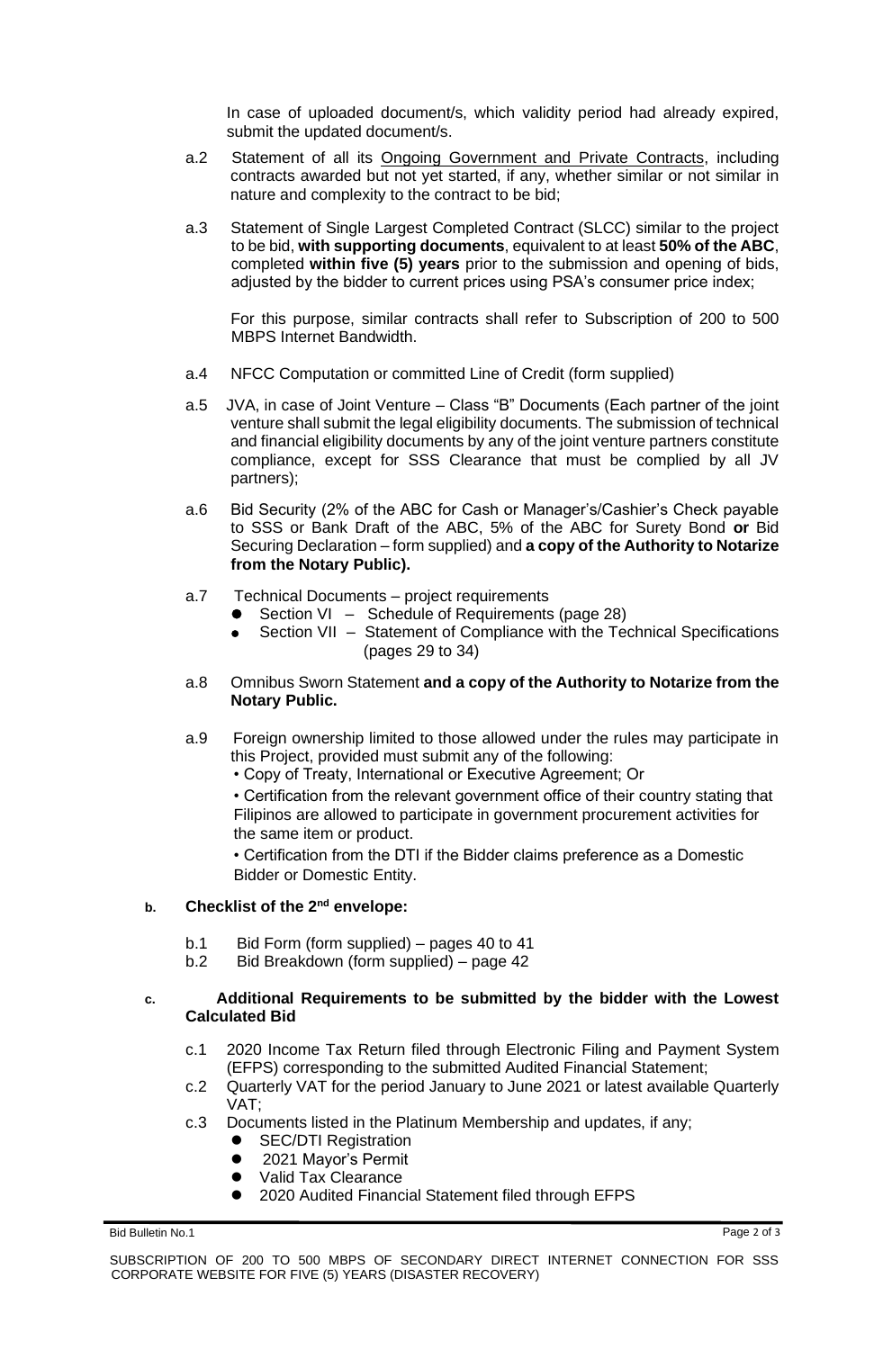In case of uploaded document/s, which validity period had already expired, submit the updated document/s.

a.2 Statement of all its Ongoing Government and Private Contracts, including contracts awarded but not yet started, if any, whether similar or not similar in nature and complexity to the contract to be bid;

a.3 Statement of Single Largest Completed Contract (SLCC) similar to the project to be bid, **with supporting documents**, equivalent to at least **50% of the ABC**, completed **within five (5) years** prior to the submission and opening of bids, adjusted by the bidder to current prices using PSA's consumer price index;

For this purpose, similar contracts shall refer to Subscription of 200 to 500 MBPS Internet Bandwidth.

a.4 NFCC Computation or committed Line of Credit (form supplied)

a.5 JVA, in case of Joint Venture – Class "B" Documents (Each partner of the joint venture shall submit the legal eligibility documents. The submission of technical and financial eligibility documents by any of the joint venture partners constitute compliance, except for SSS Clearance that must be complied by all JV partners);

a.6 Bid Security (2% of the ABC for Cash or Manager's/Cashier's Check payable to SSS or Bank Draft of the ABC, 5% of the ABC for Surety Bond **or** Bid Securing Declaration – form supplied) and **a copy of the Authority to Notarize from the Notary Public).**

a.7 Technical Documents – project requirements

- Section VI – Schedule of Requirements (page 28)
- Section VII – Statement of Compliance with the Technical Specifications (pages 29 to 34)

a.8 Omnibus Sworn Statement **and a copy of the Authority to Notarize from the Notary Public.**

a.9 Foreign ownership limited to those allowed under the rules may participate in this Project, provided must submit any of the following:

- Copy of Treaty, International or Executive Agreement; Or
- Certification from the relevant government office of their country stating that Filipinos are allowed to participate in government procurement activities for the same item or product.
- Certification from the DTI if the Bidder claims preference as a Domestic Bidder or Domestic Entity.

**b. Checklist of the 2nd envelope:**

b.1 Bid Form (form supplied) – pages 40 to 41
b.2 Bid Breakdown (form supplied) – page 42

**c. Additional Requirements to be submitted by the bidder with the Lowest Calculated Bid**

c.1 2020 Income Tax Return filed through Electronic Filing and Payment System (EFPS) corresponding to the submitted Audited Financial Statement;
c.2 Quarterly VAT for the period January to June 2021 or latest available Quarterly VAT;
c.3 Documents listed in the Platinum Membership and updates, if any;

- SEC/DTI Registration
- 2021 Mayor's Permit
- Valid Tax Clearance
- 2020 Audited Financial Statement filed through EFPS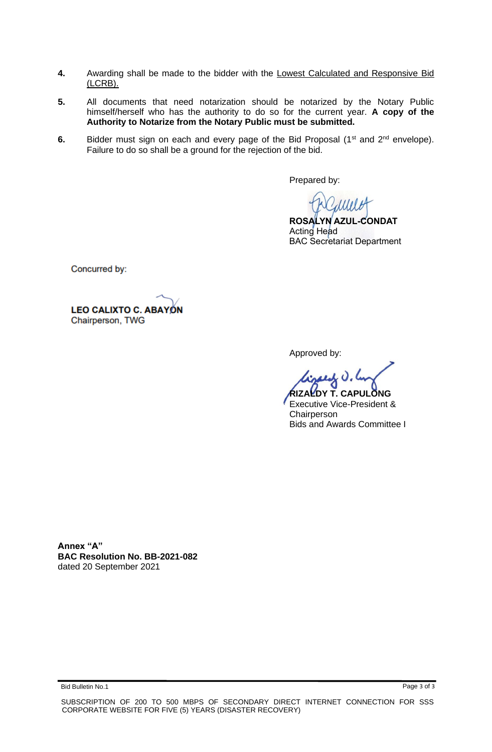4. Awarding shall be made to the bidder with the Lowest Calculated and Responsive Bid (LCRB).

5. All documents that need notarization should be notarized by the Notary Public himself/herself who has the authority to do so for the current year. **A copy of the Authority to Notarize from the Notary Public must be submitted.**

6. Bidder must sign on each and every page of the Bid Proposal (1st and 2nd envelope). Failure to do so shall be a ground for the rejection of the bid.

Prepared by:

**ROSALYN AZUL-CONDAT**
Acting Head
BAC Secretariat Department

Concurred by:

**LEO CALIXTO C. ABAYON**
Chairperson, TWG

Approved by:

**RIZALDY T. CAPULONG**
Executive Vice-President &
Chairperson
Bids and Awards Committee I

**Annex "A"**
**BAC Resolution No. BB-2021-082**
dated 20 September 2021

Bid Bulletin No.1

SUBSCRIPTION OF 200 TO 500 MBPS OF SECONDARY DIRECT INTERNET CONNECTION FOR SSS CORPORATE WEBSITE FOR FIVE (5) YEARS (DISASTER RECOVERY)